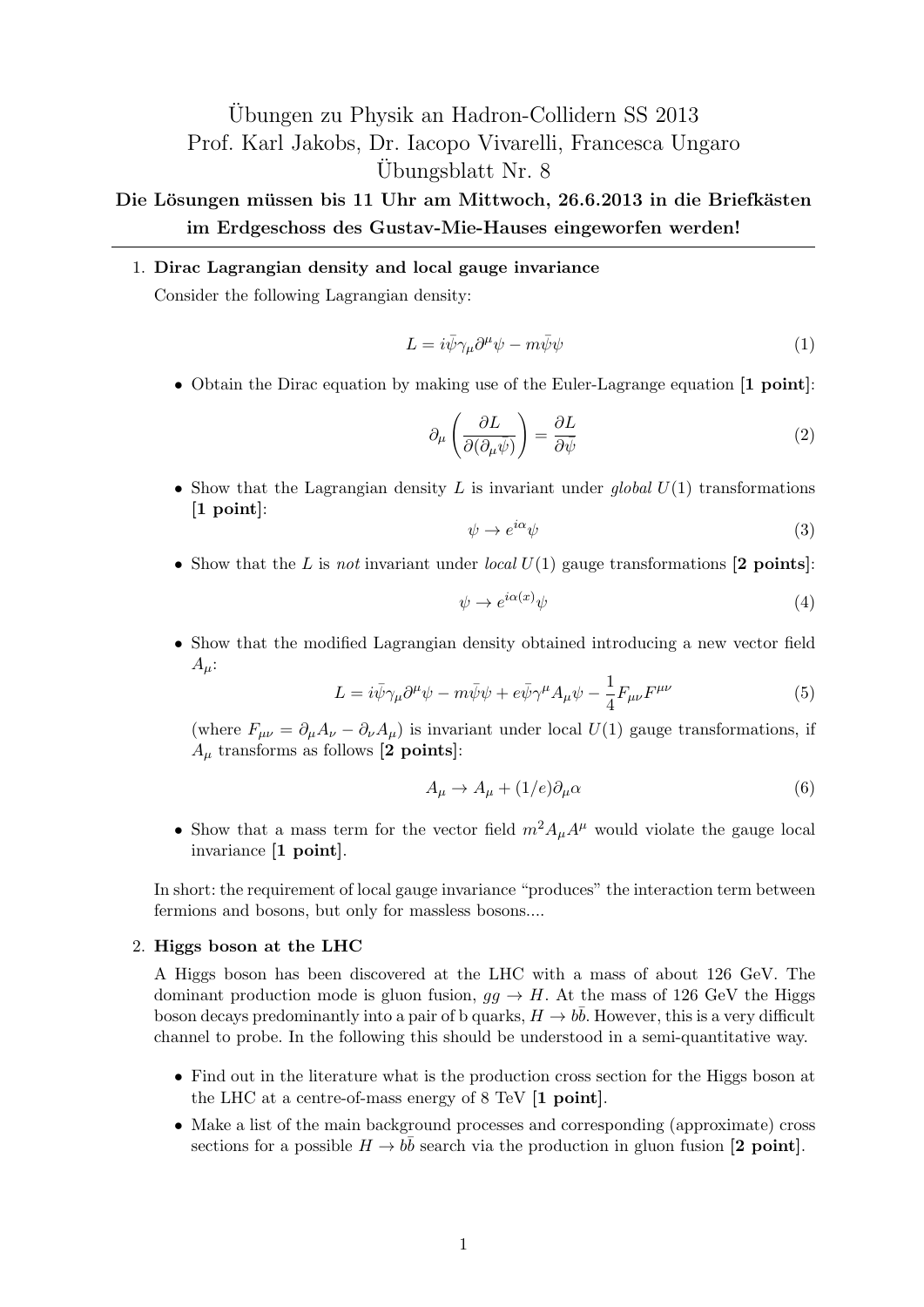# Übungen zu Physik an Hadron-Collidern SS 2013
# Prof. Karl Jakobs, Dr. Iacopo Vivarelli, Francesca Ungaro
# Übungsblatt Nr. 8

**Die Lösungen müssen bis 11 Uhr am Mittwoch, 26.6.2013 in die Briefkästen im Erdgeschoss des Gustav-Mie-Hauses eingeworfen werden!**

---

1. **Dirac Lagrangian density and local gauge invariance**

   Consider the following Lagrangian density:

   $$L = i\bar{\psi}\gamma_\mu \partial^\mu \psi - m\bar{\psi}\psi \tag{1}$$

   - Obtain the Dirac equation by making use of the Euler-Lagrange equation [**1 point**]:

   $$\partial_\mu \left( \frac{\partial L}{\partial(\partial_\mu \bar{\psi})} \right) = \frac{\partial L}{\partial \bar{\psi}} \tag{2}$$

   - Show that the Lagrangian density $L$ is invariant under *global* $U(1)$ transformations [**1 point**]:

   $$\psi \to e^{i\alpha}\psi \tag{3}$$

   - Show that the $L$ is *not* invariant under *local* $U(1)$ gauge transformations [**2 points**]:

   $$\psi \to e^{i\alpha(x)}\psi \tag{4}$$

   - Show that the modified Lagrangian density obtained introducing a new vector field $A_\mu$:

   $$L = i\bar{\psi}\gamma_\mu \partial^\mu \psi - m\bar{\psi}\psi + e\bar{\psi}\gamma^\mu A_\mu \psi - \frac{1}{4}F_{\mu\nu}F^{\mu\nu} \tag{5}$$

   (where $F_{\mu\nu} = \partial_\mu A_\nu - \partial_\nu A_\mu$) is invariant under local $U(1)$ gauge transformations, if $A_\mu$ transforms as follows [**2 points**]:

   $$A_\mu \to A_\mu + (1/e)\partial_\mu \alpha \tag{6}$$

   - Show that a mass term for the vector field $m^2 A_\mu A^\mu$ would violate the gauge local invariance [**1 point**].

   In short: the requirement of local gauge invariance "produces" the interaction term between fermions and bosons, but only for massless bosons....

2. **Higgs boson at the LHC**

   A Higgs boson has been discovered at the LHC with a mass of about 126 GeV. The dominant production mode is gluon fusion, $gg \to H$. At the mass of 126 GeV the Higgs boson decays predominantly into a pair of b quarks, $H \to b\bar{b}$. However, this is a very difficult channel to probe. In the following this should be understood in a semi-quantitative way.

   - Find out in the literature what is the production cross section for the Higgs boson at the LHC at a centre-of-mass energy of 8 TeV [**1 point**].
   - Make a list of the main background processes and corresponding (approximate) cross sections for a possible $H \to b\bar{b}$ search via the production in gluon fusion [**2 point**].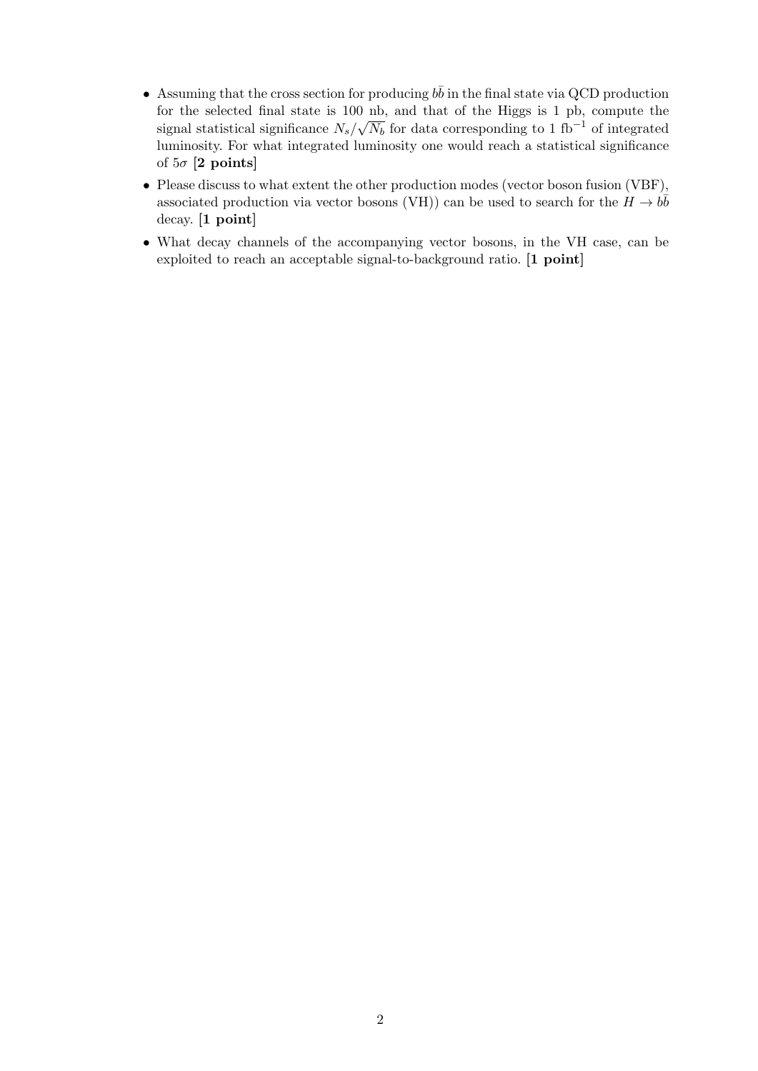- Assuming that the cross section for producing $b\bar{b}$ in the final state via QCD production for the selected final state is 100 nb, and that of the Higgs is 1 pb, compute the signal statistical significance $N_s/\sqrt{N_b}$ for data corresponding to 1 fb$^{-1}$ of integrated luminosity. For what integrated luminosity one would reach a statistical significance of $5\sigma$ **[2 points]**
- Please discuss to what extent the other production modes (vector boson fusion (VBF), associated production via vector bosons (VH)) can be used to search for the $H \to b\bar{b}$ decay. **[1 point]**
- What decay channels of the accompanying vector bosons, in the VH case, can be exploited to reach an acceptable signal-to-background ratio. **[1 point]**